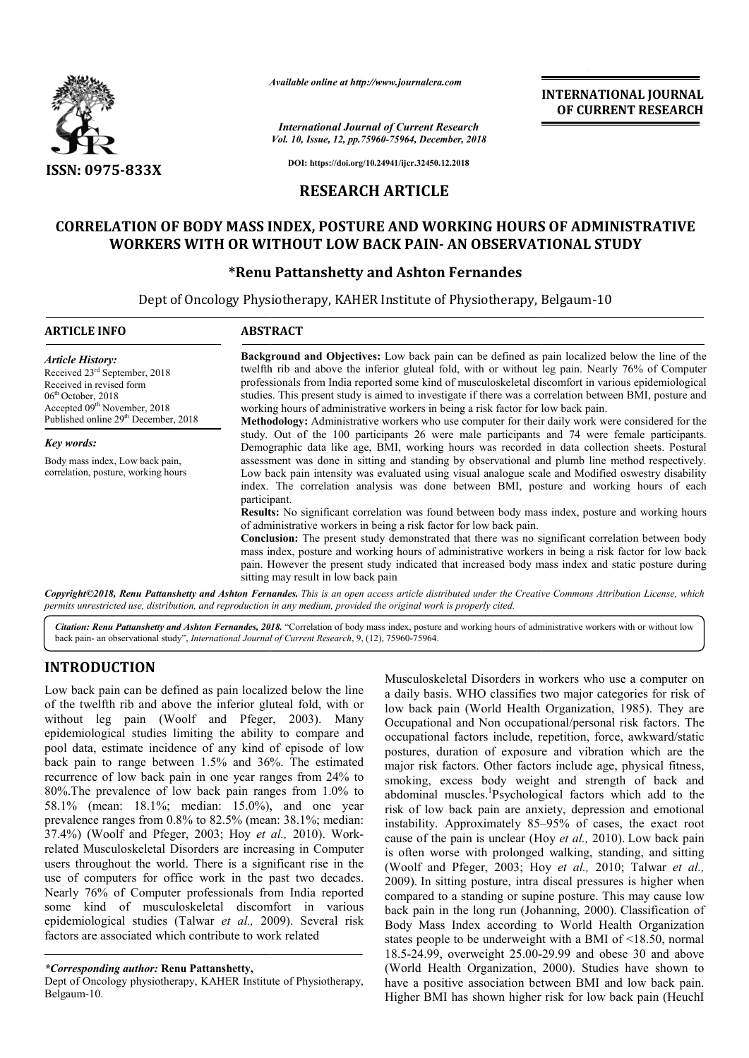# RESEARCH ARTICLE

## CORRELATION OF BODY MASS INDEX, POSTURE AND WORKING HOURS OF ADMINISTRATIVE WORKERS WITH OR WITHOUT LOW BACK PAIN- AN OBSERVATIONAL STUDY

**\*Renu Pattanshetty and Ashton Fernandes**

Dept of Oncology Physiotherapy, KAHER Institute of Physiotherapy, Belgaum-10

### ARTICLE INFO

*Article History:*
Received 23rd September, 2018
Received in revised form
06th October, 2018
Accepted 09th November, 2018
Published online 29th December, 2018

*Key words:*
Body mass index, Low back pain, correlation, posture, working hours

### ABSTRACT

**Background and Objectives:** Low back pain can be defined as pain localized below the line of the twelfth rib and above the inferior gluteal fold, with or without leg pain. Nearly 76% of Computer professionals from India reported some kind of musculoskeletal discomfort in various epidemiological studies. This present study is aimed to investigate if there was a correlation between BMI, posture and working hours of administrative workers in being a risk factor for low back pain.

**Methodology:** Administrative workers who use computer for their daily work were considered for the study. Out of the 100 participants 26 were male participants and 74 were female participants. Demographic data like age, BMI, working hours was recorded in data collection sheets. Postural assessment was done in sitting and standing by observational and plumb line method respectively. Low back pain intensity was evaluated using visual analogue scale and Modified oswestry disability index. The correlation analysis was done between BMI, posture and working hours of each participant.

**Results:** No significant correlation was found between body mass index, posture and working hours of administrative workers in being a risk factor for low back pain.

**Conclusion:** The present study demonstrated that there was no significant correlation between body mass index, posture and working hours of administrative workers in being a risk factor for low back pain. However the present study indicated that increased body mass index and static posture during sitting may result in low back pain

*Copyright©2018, Renu Pattanshetty and Ashton Fernandes. This is an open access article distributed under the Creative Commons Attribution License, which permits unrestricted use, distribution, and reproduction in any medium, provided the original work is properly cited.*

*Citation: Renu Pattanshetty and Ashton Fernandes, 2018.* "Correlation of body mass index, posture and working hours of administrative workers with or without low back pain- an observational study", *International Journal of Current Research*, 9, (12), 75960-75964.

## INTRODUCTION

Low back pain can be defined as pain localized below the line of the twelfth rib and above the inferior gluteal fold, with or without leg pain (Woolf and Pfeger, 2003). Many epidemiological studies limiting the ability to compare and pool data, estimate incidence of any kind of episode of low back pain to range between 1.5% and 36%. The estimated recurrence of low back pain in one year ranges from 24% to 80%.The prevalence of low back pain ranges from 1.0% to 58.1% (mean: 18.1%; median: 15.0%), and one year prevalence ranges from 0.8% to 82.5% (mean: 38.1%; median: 37.4%) (Woolf and Pfeger, 2003; Hoy *et al.,* 2010). Work-related Musculoskeletal Disorders are increasing in Computer users throughout the world. There is a significant rise in the use of computers for office work in the past two decades. Nearly 76% of Computer professionals from India reported some kind of musculoskeletal discomfort in various epidemiological studies (Talwar *et al.,* 2009). Several risk factors are associated which contribute to work related Musculoskeletal Disorders in workers who use a computer on a daily basis. WHO classifies two major categories for risk of low back pain (World Health Organization, 1985). They are Occupational and Non occupational/personal risk factors. The occupational factors include, repetition, force, awkward/static postures, duration of exposure and vibration which are the major risk factors. Other factors include age, physical fitness, smoking, excess body weight and strength of back and abdominal muscles.[1]Psychological factors which add to the risk of low back pain are anxiety, depression and emotional instability. Approximately 85–95% of cases, the exact root cause of the pain is unclear (Hoy *et al.,* 2010). Low back pain is often worse with prolonged walking, standing, and sitting (Woolf and Pfeger, 2003; Hoy *et al.,* 2010; Talwar *et al.,* 2009). In sitting posture, intra discal pressures is higher when compared to a standing or supine posture. This may cause low back pain in the long run (Johanning, 2000). Classification of Body Mass Index according to World Health Organization states people to be underweight with a BMI of <18.50, normal 18.5-24.99, overweight 25.00-29.99 and obese 30 and above (World Health Organization, 2000). Studies have shown to have a positive association between BMI and low back pain. Higher BMI has shown higher risk for low back pain (HeuchI

*\*Corresponding author:* **Renu Pattanshetty,**
Dept of Oncology physiotherapy, KAHER Institute of Physiotherapy, Belgaum-10.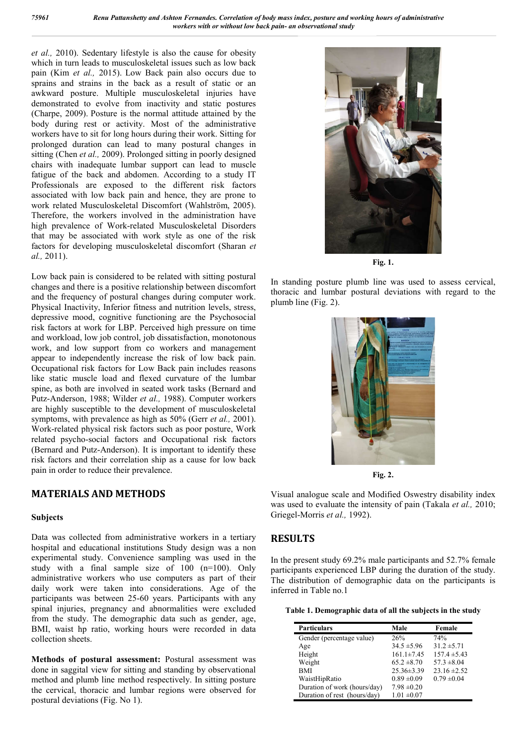*et al.,* 2010). Sedentary lifestyle is also the cause for obesity which in turn leads to musculoskeletal issues such as low back pain (Kim *et al.,* 2015). Low Back pain also occurs due to sprains and strains in the back as a result of static or an awkward posture. Multiple musculoskeletal injuries have demonstrated to evolve from inactivity and static postures (Charpe, 2009). Posture is the normal attitude attained by the body during rest or activity. Most of the administrative workers have to sit for long hours during their work. Sitting for prolonged duration can lead to many postural changes in sitting (Chen *et al.,* 2009). Prolonged sitting in poorly designed chairs with inadequate lumbar support can lead to muscle fatigue of the back and abdomen. According to a study IT Professionals are exposed to the different risk factors associated with low back pain and hence, they are prone to work related Musculoskeletal Discomfort (Wahlström, 2005). Therefore, the workers involved in the administration have high prevalence of Work-related Musculoskeletal Disorders that may be associated with work style as one of the risk factors for developing musculoskeletal discomfort (Sharan *et al.,* 2011).

Low back pain is considered to be related with sitting postural changes and there is a positive relationship between discomfort and the frequency of postural changes during computer work. Physical Inactivity, Inferior fitness and nutrition levels, stress, depressive mood, cognitive functioning are the Psychosocial risk factors at work for LBP. Perceived high pressure on time and workload, low job control, job dissatisfaction, monotonous work, and low support from co workers and management appear to independently increase the risk of low back pain. Occupational risk factors for Low Back pain includes reasons like static muscle load and flexed curvature of the lumbar spine, as both are involved in seated work tasks (Bernard and Putz-Anderson, 1988; Wilder *et al.,* 1988). Computer workers are highly susceptible to the development of musculoskeletal symptoms, with prevalence as high as 50% (Gerr *et al.,* 2001). Work-related physical risk factors such as poor posture, Work related psycho-social factors and Occupational risk factors (Bernard and Putz-Anderson). It is important to identify these risk factors and their correlation ship as a cause for low back pain in order to reduce their prevalence.

## MATERIALS AND METHODS

### Subjects

Data was collected from administrative workers in a tertiary hospital and educational institutions Study design was a non experimental study. Convenience sampling was used in the study with a final sample size of 100 (n=100). Only administrative workers who use computers as part of their daily work were taken into considerations. Age of the participants was between 25-60 years. Participants with any spinal injuries, pregnancy and abnormalities were excluded from the study. The demographic data such as gender, age, BMI, waist hp ratio, working hours were recorded in data collection sheets.

**Methods of postural assessment:** Postural assessment was done in saggital view for sitting and standing by observational method and plumb line method respectively. In sitting posture the cervical, thoracic and lumbar regions were observed for postural deviations (Fig. No 1).

**Fig. 1.**

In standing posture plumb line was used to assess cervical, thoracic and lumbar postural deviations with regard to the plumb line (Fig. 2).

**Fig. 2.**

Visual analogue scale and Modified Oswestry disability index was used to evaluate the intensity of pain (Takala *et al.,* 2010; Griegel-Morris *et al.,* 1992).

## RESULTS

In the present study 69.2% male participants and 52.7% female participants experienced LBP during the duration of the study. The distribution of demographic data on the participants is inferred in Table no.1

**Table 1. Demographic data of all the subjects in the study**

| Particulars | Male | Female |
|---|---|---|
| Gender (percentage value) | 26% | 74% |
| Age | 34.5 ±5.96 | 31.2 ±5.71 |
| Height | 161.1±7.45 | 157.4 ±5.43 |
| Weight | 65.2 ±8.70 | 57.3 ±8.04 |
| BMI | 25.36±3.39 | 23.16 ±2.52 |
| WaistHipRatio | 0.89 ±0.09 | 0.79 ±0.04 |
| Duration of work (hours/day) | 7.98 ±0.20 | |
| Duration of rest (hours/day) | 1.01 ±0.07 | |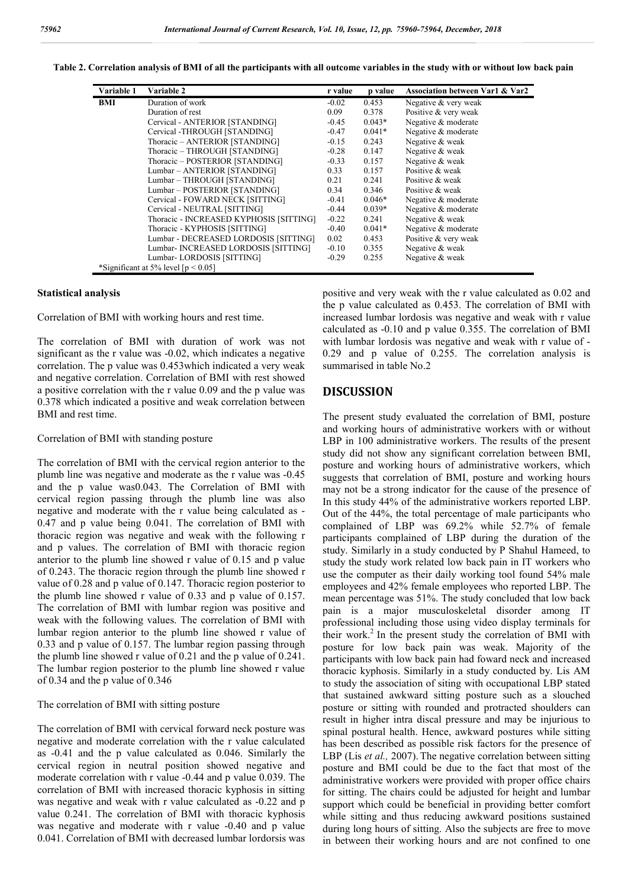**Table 2. Correlation analysis of BMI of all the participants with all outcome variables in the study with or without low back pain**

| Variable 1 | Variable 2 | r value | p value | Association between Var1 & Var2 |
|---|---|---|---|---|
| **BMI** | Duration of work | -0.02 | 0.453 | Negative & very weak |
| | Duration of rest | 0.09 | 0.378 | Positive & very weak |
| | Cervical - ANTERIOR [STANDING] | -0.45 | 0.043* | Negative & moderate |
| | Cervical -THROUGH [STANDING] | -0.47 | 0.041* | Negative & moderate |
| | Thoracic – ANTERIOR [STANDING] | -0.15 | 0.243 | Negative & weak |
| | Thoracic – THROUGH [STANDING] | -0.28 | 0.147 | Negative & weak |
| | Thoracic – POSTERIOR [STANDING] | -0.33 | 0.157 | Negative & weak |
| | Lumbar – ANTERIOR [STANDING] | 0.33 | 0.157 | Positive & weak |
| | Lumbar – THROUGH [STANDING] | 0.21 | 0.241 | Positive & weak |
| | Lumbar – POSTERIOR [STANDING] | 0.34 | 0.346 | Positive & weak |
| | Cervical - FOWARD NECK [SITTING] | -0.41 | 0.046* | Negative & moderate |
| | Cervical - NEUTRAL [SITTING] | -0.44 | 0.039* | Negative & moderate |
| | Thoracic - INCREASED KYPHOSIS [SITTING] | -0.22 | 0.241 | Negative & weak |
| | Thoracic - KYPHOSIS [SITTING] | -0.40 | 0.041* | Negative & moderate |
| | Lumbar - DECREASED LORDOSIS [SITTING] | 0.02 | 0.453 | Positive & very weak |
| | Lumbar- INCREASED LORDOSIS [SITTING] | -0.10 | 0.355 | Negative & weak |
| | Lumbar- LORDOSIS [SITTING] | -0.29 | 0.255 | Negative & weak |

*Significant at 5% level [$p < 0.05$]

### Statistical analysis

Correlation of BMI with working hours and rest time.

The correlation of BMI with duration of work was not significant as the r value was -0.02, which indicates a negative correlation. The p value was 0.453which indicated a very weak and negative correlation. Correlation of BMI with rest showed a positive correlation with the r value 0.09 and the p value was 0.378 which indicated a positive and weak correlation between BMI and rest time.

Correlation of BMI with standing posture

The correlation of BMI with the cervical region anterior to the plumb line was negative and moderate as the r value was -0.45 and the p value was0.043. The Correlation of BMI with cervical region passing through the plumb line was also negative and moderate with the r value being calculated as -0.47 and p value being 0.041. The correlation of BMI with thoracic region was negative and weak with the following r and p values. The correlation of BMI with thoracic region anterior to the plumb line showed r value of 0.15 and p value of 0.243. The thoracic region through the plumb line showed r value of 0.28 and p value of 0.147. Thoracic region posterior to the plumb line showed r value of 0.33 and p value of 0.157. The correlation of BMI with lumbar region was positive and weak with the following values. The correlation of BMI with lumbar region anterior to the plumb line showed r value of 0.33 and p value of 0.157. The lumbar region passing through the plumb line showed r value of 0.21 and the p value of 0.241. The lumbar region posterior to the plumb line showed r value of 0.34 and the p value of 0.346

The correlation of BMI with sitting posture

The correlation of BMI with cervical forward neck posture was negative and moderate correlation with the r value calculated as -0.41 and the p value calculated as 0.046. Similarly the cervical region in neutral position showed negative and moderate correlation with r value -0.44 and p value 0.039. The correlation of BMI with increased thoracic kyphosis in sitting was negative and weak with r value calculated as -0.22 and p value 0.241. The correlation of BMI with thoracic kyphosis was negative and moderate with r value -0.40 and p value 0.041. Correlation of BMI with decreased lumbar lordorsis was positive and very weak with the r value calculated as 0.02 and the p value calculated as 0.453. The correlation of BMI with increased lumbar lordosis was negative and weak with r value calculated as -0.10 and p value 0.355. The correlation of BMI with lumbar lordosis was negative and weak with r value of -0.29 and p value of 0.255. The correlation analysis is summarised in table No.2

## DISCUSSION

The present study evaluated the correlation of BMI, posture and working hours of administrative workers with or without LBP in 100 administrative workers. The results of the present study did not show any significant correlation between BMI, posture and working hours of administrative workers, which suggests that correlation of BMI, posture and working hours may not be a strong indicator for the cause of the presence of In this study 44% of the administrative workers reported LBP. Out of the 44%, the total percentage of male participants who complained of LBP was 69.2% while 52.7% of female participants complained of LBP during the duration of the study. Similarly in a study conducted by P Shahul Hameed, to study the study work related low back pain in IT workers who use the computer as their daily working tool found 54% male employees and 42% female employees who reported LBP. The mean percentage was 51%. The study concluded that low back pain is a major musculoskeletal disorder among IT professional including those using video display terminals for their work.[2] In the present study the correlation of BMI with posture for low back pain was weak. Majority of the participants with low back pain had foward neck and increased thoracic kyphosis. Similarly in a study conducted by. Lis AM to study the association of siting with occupational LBP stated that sustained awkward sitting posture such as a slouched posture or sitting with rounded and protracted shoulders can result in higher intra discal pressure and may be injurious to spinal postural health. Hence, awkward postures while sitting has been described as possible risk factors for the presence of LBP (Lis *et al.,* 2007). The negative correlation between sitting posture and BMI could be due to the fact that most of the administrative workers were provided with proper office chairs for sitting. The chairs could be adjusted for height and lumbar support which could be beneficial in providing better comfort while sitting and thus reducing awkward positions sustained during long hours of sitting. Also the subjects are free to move in between their working hours and are not confined to one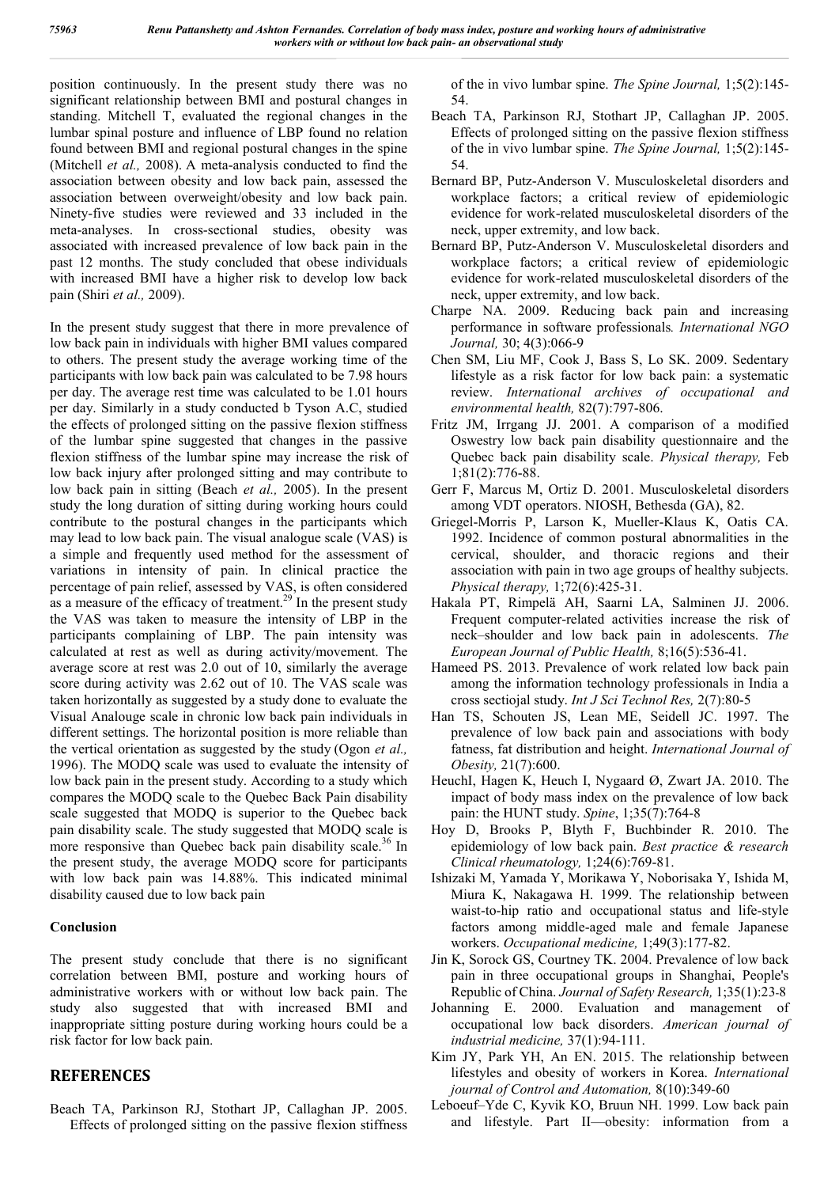position continuously. In the present study there was no significant relationship between BMI and postural changes in standing. Mitchell T, evaluated the regional changes in the lumbar spinal posture and influence of LBP found no relation found between BMI and regional postural changes in the spine (Mitchell *et al.,* 2008). A meta-analysis conducted to find the association between obesity and low back pain, assessed the association between overweight/obesity and low back pain. Ninety-five studies were reviewed and 33 included in the meta-analyses. In cross-sectional studies, obesity was associated with increased prevalence of low back pain in the past 12 months. The study concluded that obese individuals with increased BMI have a higher risk to develop low back pain (Shiri *et al.,* 2009).

In the present study suggest that there in more prevalence of low back pain in individuals with higher BMI values compared to others. The present study the average working time of the participants with low back pain was calculated to be 7.98 hours per day. The average rest time was calculated to be 1.01 hours per day. Similarly in a study conducted b Tyson A.C, studied the effects of prolonged sitting on the passive flexion stiffness of the lumbar spine suggested that changes in the passive flexion stiffness of the lumbar spine may increase the risk of low back injury after prolonged sitting and may contribute to low back pain in sitting (Beach *et al.,* 2005). In the present study the long duration of sitting during working hours could contribute to the postural changes in the participants which may lead to low back pain. The visual analogue scale (VAS) is a simple and frequently used method for the assessment of variations in intensity of pain. In clinical practice the percentage of pain relief, assessed by VAS, is often considered as a measure of the efficacy of treatment.[29] In the present study the VAS was taken to measure the intensity of LBP in the participants complaining of LBP. The pain intensity was calculated at rest as well as during activity/movement. The average score at rest was 2.0 out of 10, similarly the average score during activity was 2.62 out of 10. The VAS scale was taken horizontally as suggested by a study done to evaluate the Visual Analouge scale in chronic low back pain individuals in different settings. The horizontal position is more reliable than the vertical orientation as suggested by the study (Ogon *et al.,* 1996). The MODQ scale was used to evaluate the intensity of low back pain in the present study. According to a study which compares the MODQ scale to the Quebec Back Pain disability scale suggested that MODQ is superior to the Quebec back pain disability scale. The study suggested that MODQ scale is more responsive than Quebec back pain disability scale.[36] In the present study, the average MODQ score for participants with low back pain was 14.88%. This indicated minimal disability caused due to low back pain

### Conclusion

The present study conclude that there is no significant correlation between BMI, posture and working hours of administrative workers with or without low back pain. The study also suggested that with increased BMI and inappropriate sitting posture during working hours could be a risk factor for low back pain.

## REFERENCES

Beach TA, Parkinson RJ, Stothart JP, Callaghan JP. 2005. Effects of prolonged sitting on the passive flexion stiffness of the in vivo lumbar spine. *The Spine Journal,* 1;5(2):145-54.

Beach TA, Parkinson RJ, Stothart JP, Callaghan JP. 2005. Effects of prolonged sitting on the passive flexion stiffness of the in vivo lumbar spine. *The Spine Journal,* 1;5(2):145-54.

Bernard BP, Putz-Anderson V. Musculoskeletal disorders and workplace factors; a critical review of epidemiologic evidence for work-related musculoskeletal disorders of the neck, upper extremity, and low back.

Bernard BP, Putz-Anderson V. Musculoskeletal disorders and workplace factors; a critical review of epidemiologic evidence for work-related musculoskeletal disorders of the neck, upper extremity, and low back.

Charpe NA. 2009. Reducing back pain and increasing performance in software professionals*. International NGO Journal,* 30; 4(3):066-9

Chen SM, Liu MF, Cook J, Bass S, Lo SK. 2009. Sedentary lifestyle as a risk factor for low back pain: a systematic review. *International archives of occupational and environmental health,* 82(7):797-806.

Fritz JM, Irrgang JJ. 2001. A comparison of a modified Oswestry low back pain disability questionnaire and the Quebec back pain disability scale. *Physical therapy,* Feb 1;81(2):776-88.

Gerr F, Marcus M, Ortiz D. 2001. Musculoskeletal disorders among VDT operators. NIOSH, Bethesda (GA), 82.

Griegel-Morris P, Larson K, Mueller-Klaus K, Oatis CA. 1992. Incidence of common postural abnormalities in the cervical, shoulder, and thoracic regions and their association with pain in two age groups of healthy subjects. *Physical therapy,* 1;72(6):425-31.

Hakala PT, Rimpelä AH, Saarni LA, Salminen JJ. 2006. Frequent computer-related activities increase the risk of neck–shoulder and low back pain in adolescents. *The European Journal of Public Health,* 8;16(5):536-41.

Hameed PS. 2013. Prevalence of work related low back pain among the information technology professionals in India a cross sectiojal study. *Int J Sci Technol Res,* 2(7):80-5

Han TS, Schouten JS, Lean ME, Seidell JC. 1997. The prevalence of low back pain and associations with body fatness, fat distribution and height. *International Journal of Obesity,* 21(7):600.

HeuchI, Hagen K, Heuch I, Nygaard Ø, Zwart JA. 2010. The impact of body mass index on the prevalence of low back pain: the HUNT study. *Spine*, 1;35(7):764-8

Hoy D, Brooks P, Blyth F, Buchbinder R. 2010. The epidemiology of low back pain. *Best practice & research Clinical rheumatology,* 1;24(6):769-81.

Ishizaki M, Yamada Y, Morikawa Y, Noborisaka Y, Ishida M, Miura K, Nakagawa H. 1999. The relationship between waist-to-hip ratio and occupational status and life-style factors among middle-aged male and female Japanese workers. *Occupational medicine,* 1;49(3):177-82.

Jin K, Sorock GS, Courtney TK. 2004. Prevalence of low back pain in three occupational groups in Shanghai, People's Republic of China. *Journal of Safety Research,* 1;35(1):23-8

Johanning E. 2000. Evaluation and management of occupational low back disorders. *American journal of industrial medicine,* 37(1):94-111.

Kim JY, Park YH, An EN. 2015. The relationship between lifestyles and obesity of workers in Korea. *International journal of Control and Automation,* 8(10):349-60

Leboeuf–Yde C, Kyvik KO, Bruun NH. 1999. Low back pain and lifestyle. Part II—obesity: information from a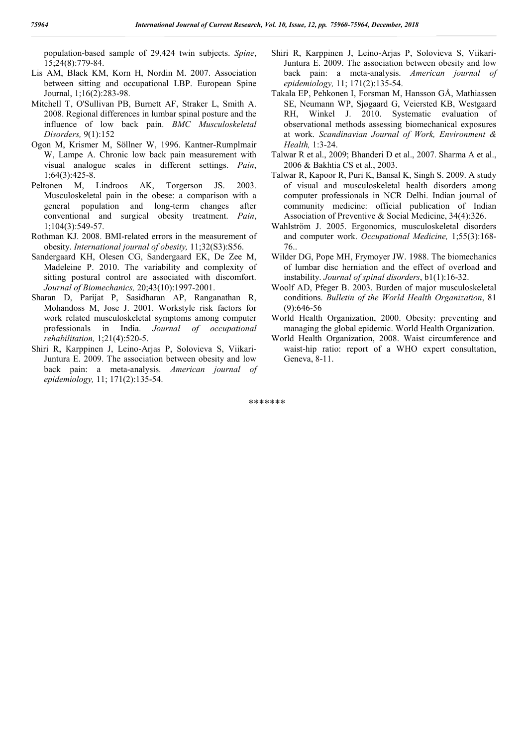population-based sample of 29,424 twin subjects. *Spine*, 15;24(8):779-84.

Lis AM, Black KM, Korn H, Nordin M. 2007. Association between sitting and occupational LBP. European Spine Journal, 1;16(2):283-98.

Mitchell T, O'Sullivan PB, Burnett AF, Straker L, Smith A. 2008. Regional differences in lumbar spinal posture and the influence of low back pain. *BMC Musculoskeletal Disorders,* 9(1):152

Ogon M, Krismer M, Söllner W, 1996. Kantner-Rumplmair W, Lampe A. Chronic low back pain measurement with visual analogue scales in different settings. *Pain*, 1;64(3):425-8.

Peltonen M, Lindroos AK, Torgerson JS. 2003. Musculoskeletal pain in the obese: a comparison with a general population and long-term changes after conventional and surgical obesity treatment. *Pain*, 1;104(3):549-57.

Rothman KJ. 2008. BMI-related errors in the measurement of obesity. *International journal of obesity,* 11;32(S3):S56.

Sandergaard KH, Olesen CG, Sandergaard EK, De Zee M, Madeleine P. 2010. The variability and complexity of sitting postural control are associated with discomfort. *Journal of Biomechanics,* 20;43(10):1997-2001.

Sharan D, Parijat P, Sasidharan AP, Ranganathan R, Mohandoss M, Jose J. 2001. Workstyle risk factors for work related musculoskeletal symptoms among computer professionals in India. *Journal of occupational rehabilitation,* 1;21(4):520-5.

Shiri R, Karppinen J, Leino-Arjas P, Solovieva S, Viikari-Juntura E. 2009. The association between obesity and low back pain: a meta-analysis. *American journal of epidemiology,* 11; 171(2):135-54.

Shiri R, Karppinen J, Leino-Arjas P, Solovieva S, Viikari-Juntura E. 2009. The association between obesity and low back pain: a meta-analysis. *American journal of epidemiology,* 11; 171(2):135-54.

Takala EP, Pehkonen I, Forsman M, Hansson GÅ, Mathiassen SE, Neumann WP, Sjøgaard G, Veiersted KB, Westgaard RH, Winkel J. 2010. Systematic evaluation of observational methods assessing biomechanical exposures at work. *Scandinavian Journal of Work, Environment & Health,* 1:3-24.

Talwar R et al., 2009; Bhanderi D et al., 2007. Sharma A et al., 2006 & Bakhtia CS et al., 2003.

Talwar R, Kapoor R, Puri K, Bansal K, Singh S. 2009. A study of visual and musculoskeletal health disorders among computer professionals in NCR Delhi. Indian journal of community medicine: official publication of Indian Association of Preventive & Social Medicine, 34(4):326.

Wahlström J. 2005. Ergonomics, musculoskeletal disorders and computer work. *Occupational Medicine,* 1;55(3):168-76..

Wilder DG, Pope MH, Frymoyer JW. 1988. The biomechanics of lumbar disc herniation and the effect of overload and instability. *Journal of spinal disorders*, b1(1):16-32.

Woolf AD, Pfeger B. 2003. Burden of major musculoskeletal conditions. *Bulletin of the World Health Organization*, 81 (9):646-56

World Health Organization, 2000. Obesity: preventing and managing the global epidemic. World Health Organization.

World Health Organization, 2008. Waist circumference and waist-hip ratio: report of a WHO expert consultation, Geneva, 8-11.

*******